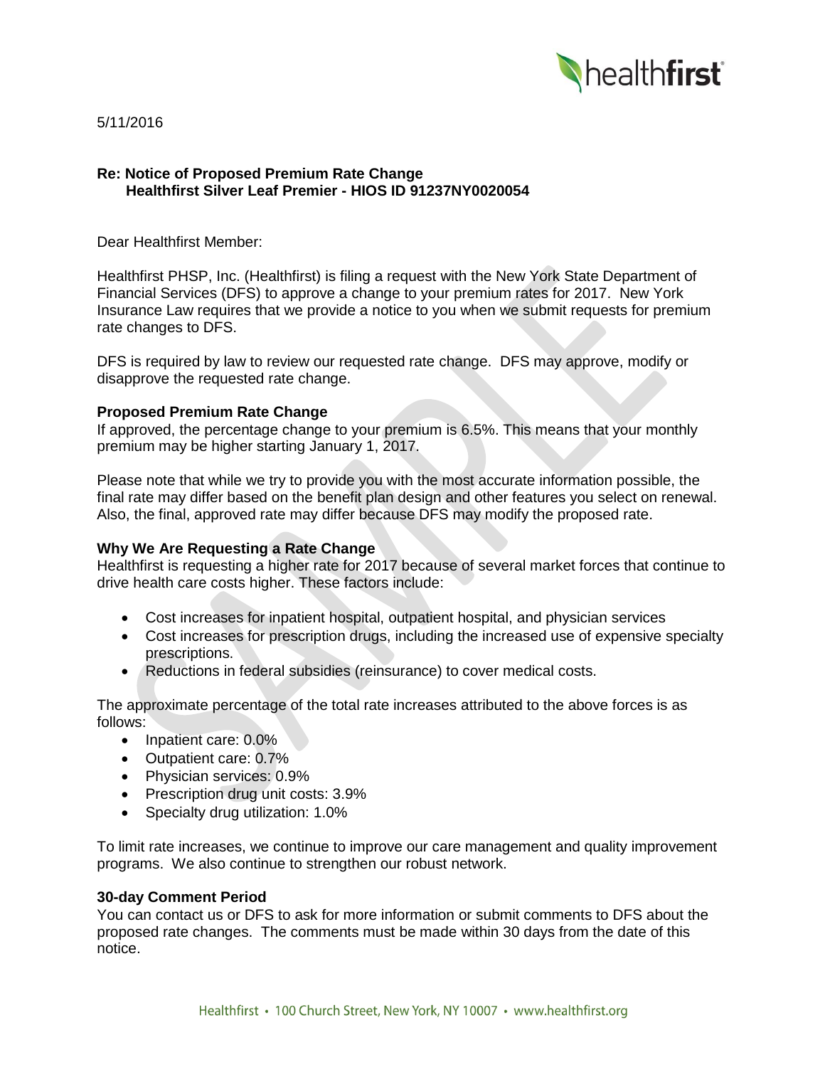5/11/2016

**Re: Notice of Proposed Premium Rate Change**
**Healthfirst Silver Leaf Premier - HIOS ID 91237NY0020054**

Dear Healthfirst Member:

Healthfirst PHSP, Inc. (Healthfirst) is filing a request with the New York State Department of Financial Services (DFS) to approve a change to your premium rates for 2017. New York Insurance Law requires that we provide a notice to you when we submit requests for premium rate changes to DFS.

DFS is required by law to review our requested rate change. DFS may approve, modify or disapprove the requested rate change.

**Proposed Premium Rate Change**

If approved, the percentage change to your premium is 6.5%. This means that your monthly premium may be higher starting January 1, 2017.

Please note that while we try to provide you with the most accurate information possible, the final rate may differ based on the benefit plan design and other features you select on renewal. Also, the final, approved rate may differ because DFS may modify the proposed rate.

**Why We Are Requesting a Rate Change**

Healthfirst is requesting a higher rate for 2017 because of several market forces that continue to drive health care costs higher. These factors include:

- Cost increases for inpatient hospital, outpatient hospital, and physician services
- Cost increases for prescription drugs, including the increased use of expensive specialty prescriptions.
- Reductions in federal subsidies (reinsurance) to cover medical costs.

The approximate percentage of the total rate increases attributed to the above forces is as follows:

- Inpatient care: 0.0%
- Outpatient care: 0.7%
- Physician services: 0.9%
- Prescription drug unit costs: 3.9%
- Specialty drug utilization: 1.0%

To limit rate increases, we continue to improve our care management and quality improvement programs. We also continue to strengthen our robust network.

**30-day Comment Period**

You can contact us or DFS to ask for more information or submit comments to DFS about the proposed rate changes. The comments must be made within 30 days from the date of this notice.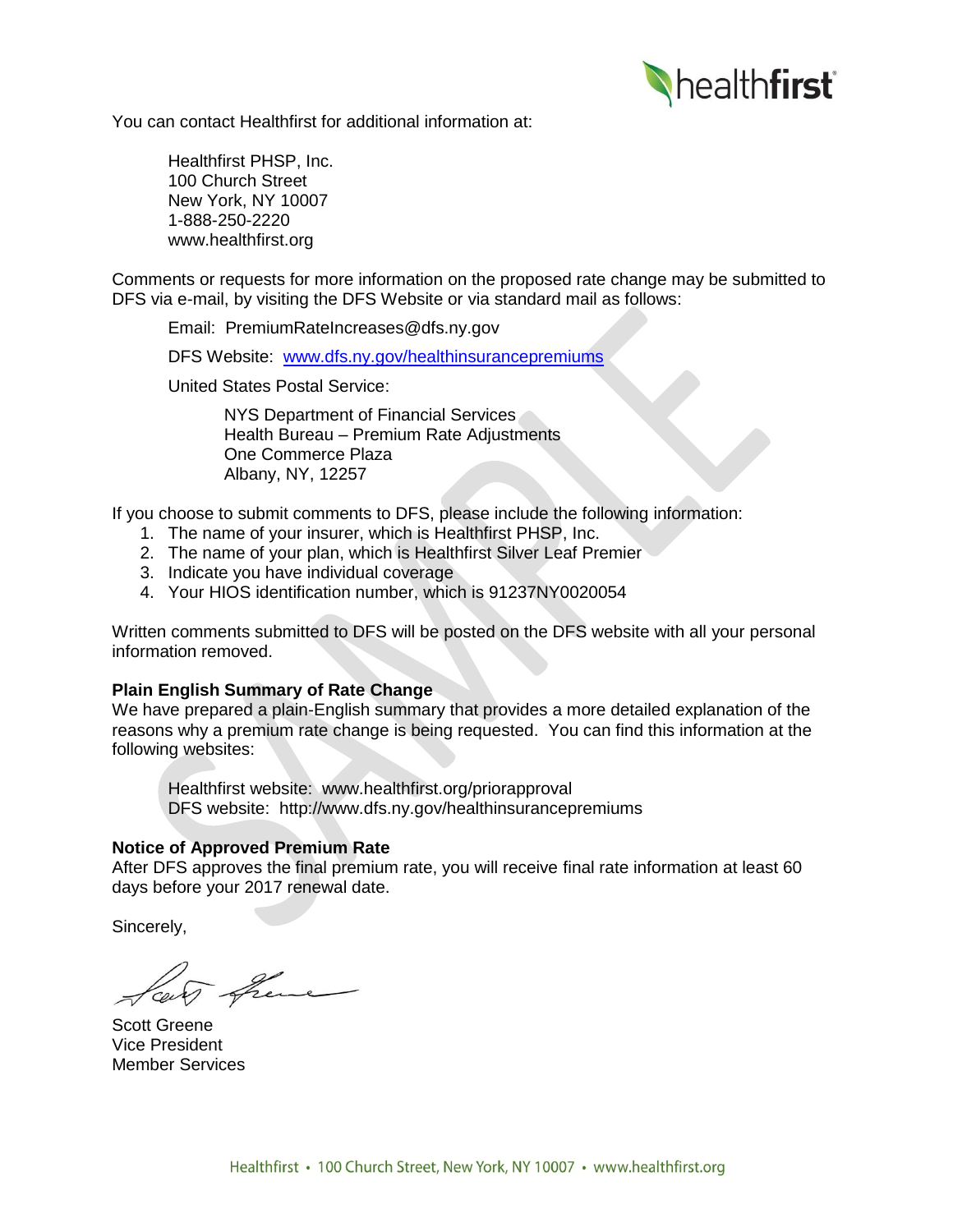You can contact Healthfirst for additional information at:

Healthfirst PHSP, Inc.
100 Church Street
New York, NY 10007
1-888-250-2220
www.healthfirst.org

Comments or requests for more information on the proposed rate change may be submitted to DFS via e-mail, by visiting the DFS Website or via standard mail as follows:

Email: PremiumRateIncreases@dfs.ny.gov

DFS Website: [www.dfs.ny.gov/healthinsurancepremiums](http://www.dfs.ny.gov/healthinsurancepremiums)

United States Postal Service:

NYS Department of Financial Services
Health Bureau – Premium Rate Adjustments
One Commerce Plaza
Albany, NY, 12257

If you choose to submit comments to DFS, please include the following information:

1. The name of your insurer, which is Healthfirst PHSP, Inc.
2. The name of your plan, which is Healthfirst Silver Leaf Premier
3. Indicate you have individual coverage
4. Your HIOS identification number, which is 91237NY0020054

Written comments submitted to DFS will be posted on the DFS website with all your personal information removed.

**Plain English Summary of Rate Change**

We have prepared a plain-English summary that provides a more detailed explanation of the reasons why a premium rate change is being requested. You can find this information at the following websites:

Healthfirst website: www.healthfirst.org/priorapproval
DFS website: http://www.dfs.ny.gov/healthinsurancepremiums

**Notice of Approved Premium Rate**

After DFS approves the final premium rate, you will receive final rate information at least 60 days before your 2017 renewal date.

Sincerely,

Scott Greene
Vice President
Member Services